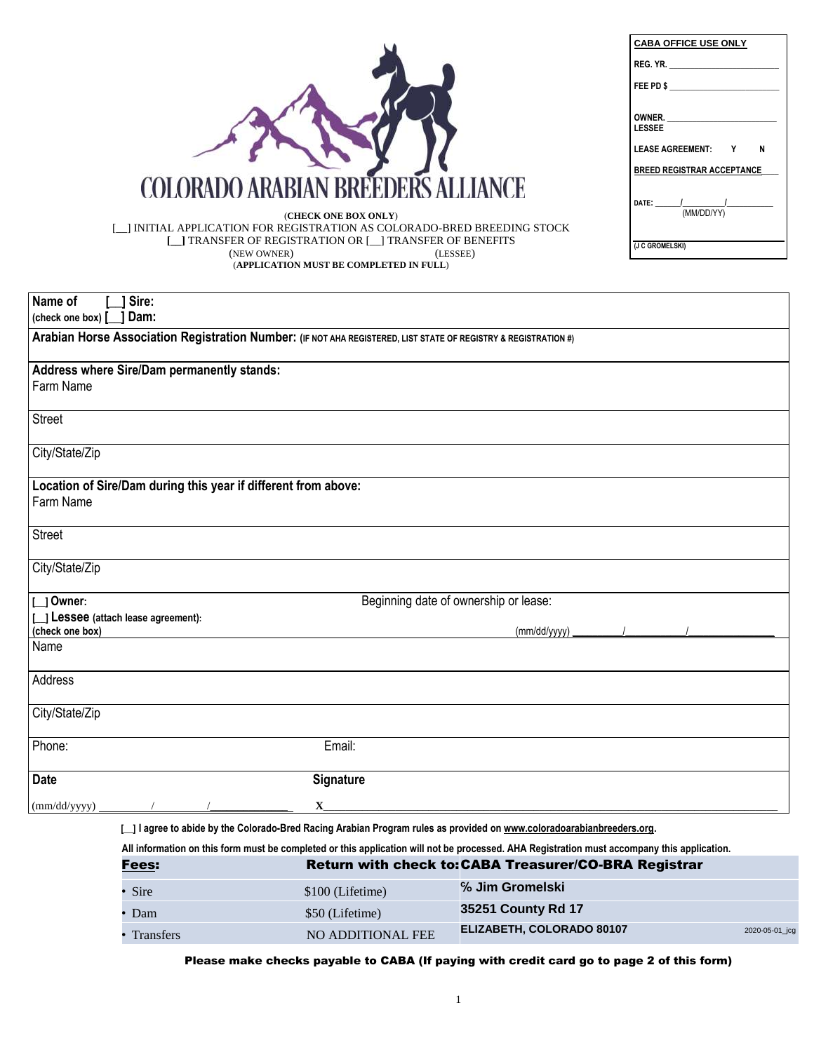# COLORADO ARABIAN BREEDERS ALLIANCE

| CABA OFFICE USE ONLY |
|---|
| REG. YR. ___ |
| FEE PD $ ___ |
| OWNER. / LESSEE ___ |
| LEASE AGREEMENT: Y N |
| BREED REGISTRAR ACCEPTANCE___ |
| DATE: ___/___/___ (MM/DD/YY) |
| (J C GROMELSKI) |

(**CHECK ONE BOX ONLY**)

[__] INITIAL APPLICATION FOR REGISTRATION AS COLORADO-BRED BREEDING STOCK

**[__]** TRANSFER OF REGISTRATION OR [__] TRANSFER OF BENEFITS
(NEW OWNER) (LESSEE)

(**APPLICATION MUST BE COMPLETED IN FULL**)

**Name of** **[__] Sire:**
**(check one box) [__] Dam:**

**Arabian Horse Association Registration Number:** **(IF NOT AHA REGISTERED, LIST STATE OF REGISTRY & REGISTRATION #)**

**Address where Sire/Dam permanently stands:**

Farm Name

Street

City/State/Zip

**Location of Sire/Dam during this year if different from above:**

Farm Name

Street

City/State/Zip

**[__] Owner:**
**[__] Lessee (attach lease agreement):**
**(check one box)**

Beginning date of ownership or lease:
(mm/dd/yyyy) ___/___/___

Name

Address

City/State/Zip

Phone: Email:

**Date** **Signature**

(mm/dd/yyyy) ___/___/___ **X**___

**[__] I agree to abide by the Colorado-Bred Racing Arabian Program rules as provided on www.coloradoarabianbreeders.org.**

**All information on this form must be completed or this application will not be processed. AHA Registration must accompany this application.**

| **Fees:** | **Return with check to:** | **CABA Treasurer/CO-BRA Registrar** |
|---|---|---|
| • Sire | $100 (Lifetime) | **% Jim Gromelski** |
| • Dam | $50 (Lifetime) | **35251 County Rd 17** |
| • Transfers | NO ADDITIONAL FEE | **ELIZABETH, COLORADO 80107** |

2020-05-01_jcg

**Please make checks payable to CABA (If paying with credit card go to page 2 of this form)**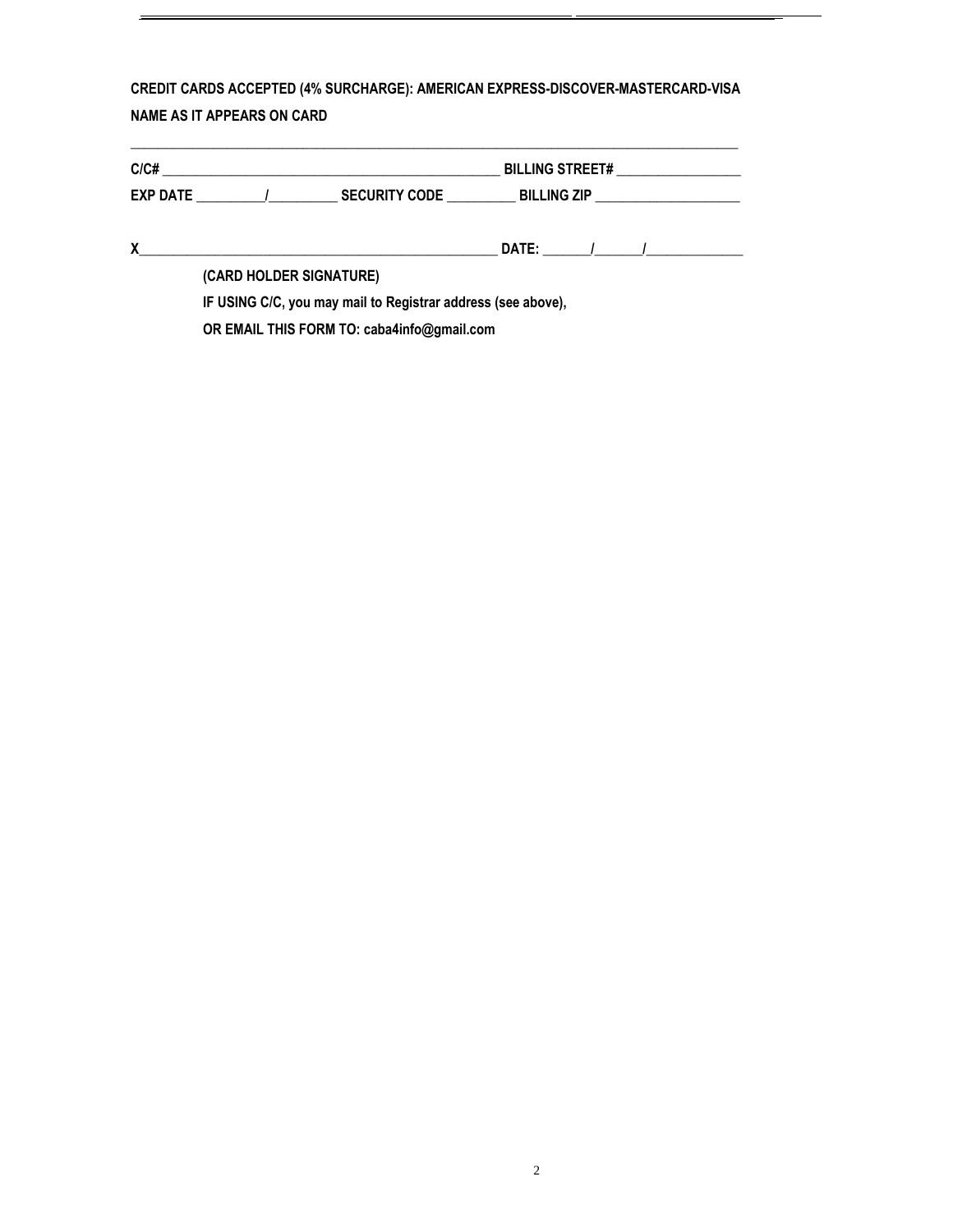**CREDIT CARDS ACCEPTED (4% SURCHARGE): AMERICAN EXPRESS-DISCOVER-MASTERCARD-VISA**

**NAME AS IT APPEARS ON CARD**

_______________________________________________________________________________________

**C/C#** _______________________________________________ **BILLING STREET#** _________________

**EXP DATE** __________/__________ **SECURITY CODE** __________ **BILLING ZIP** ____________________

**X**___________________________________________________ **DATE:** _______/_______/______________

**(CARD HOLDER SIGNATURE)**

**IF USING C/C, you may mail to Registrar address (see above),**

**OR EMAIL THIS FORM TO: caba4info@gmail.com**